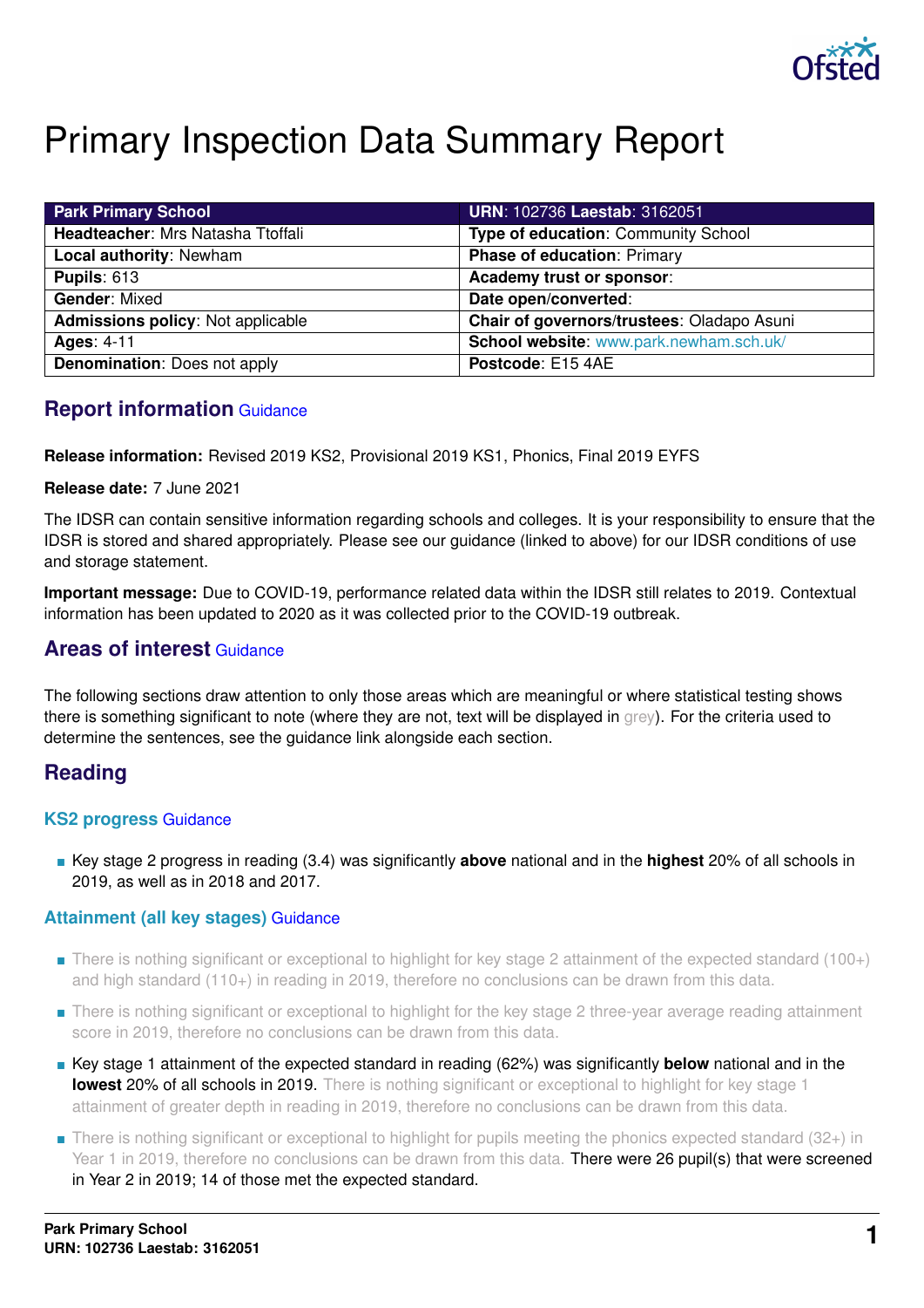# Primary Inspection Data Summary Report

| Park Primary School | URN: 102736 Laestab: 3162051 |
|---|---|
| **Headteacher**: Mrs Natasha Ttoffali | **Type of education**: Community School |
| **Local authority**: Newham | **Phase of education**: Primary |
| **Pupils**: 613 | **Academy trust or sponsor**: |
| **Gender**: Mixed | **Date open/converted**: |
| **Admissions policy**: Not applicable | **Chair of governors/trustees**: Oladapo Asuni |
| **Ages**: 4-11 | **School website**: www.park.newham.sch.uk/ |
| **Denomination**: Does not apply | **Postcode**: E15 4AE |

## Report information Guidance

**Release information:** Revised 2019 KS2, Provisional 2019 KS1, Phonics, Final 2019 EYFS

**Release date:** 7 June 2021

The IDSR can contain sensitive information regarding schools and colleges. It is your responsibility to ensure that the IDSR is stored and shared appropriately. Please see our guidance (linked to above) for our IDSR conditions of use and storage statement.

**Important message:** Due to COVID-19, performance related data within the IDSR still relates to 2019. Contextual information has been updated to 2020 as it was collected prior to the COVID-19 outbreak.

## Areas of interest Guidance

The following sections draw attention to only those areas which are meaningful or where statistical testing shows there is something significant to note (where they are not, text will be displayed in grey). For the criteria used to determine the sentences, see the guidance link alongside each section.

## Reading

### KS2 progress Guidance

- Key stage 2 progress in reading (3.4) was significantly **above** national and in the **highest** 20% of all schools in 2019, as well as in 2018 and 2017.

### Attainment (all key stages) Guidance

- There is nothing significant or exceptional to highlight for key stage 2 attainment of the expected standard (100+) and high standard (110+) in reading in 2019, therefore no conclusions can be drawn from this data.
- There is nothing significant or exceptional to highlight for the key stage 2 three-year average reading attainment score in 2019, therefore no conclusions can be drawn from this data.
- Key stage 1 attainment of the expected standard in reading (62%) was significantly **below** national and in the **lowest** 20% of all schools in 2019. There is nothing significant or exceptional to highlight for key stage 1 attainment of greater depth in reading in 2019, therefore no conclusions can be drawn from this data.
- There is nothing significant or exceptional to highlight for pupils meeting the phonics expected standard (32+) in Year 1 in 2019, therefore no conclusions can be drawn from this data. There were 26 pupil(s) that were screened in Year 2 in 2019; 14 of those met the expected standard.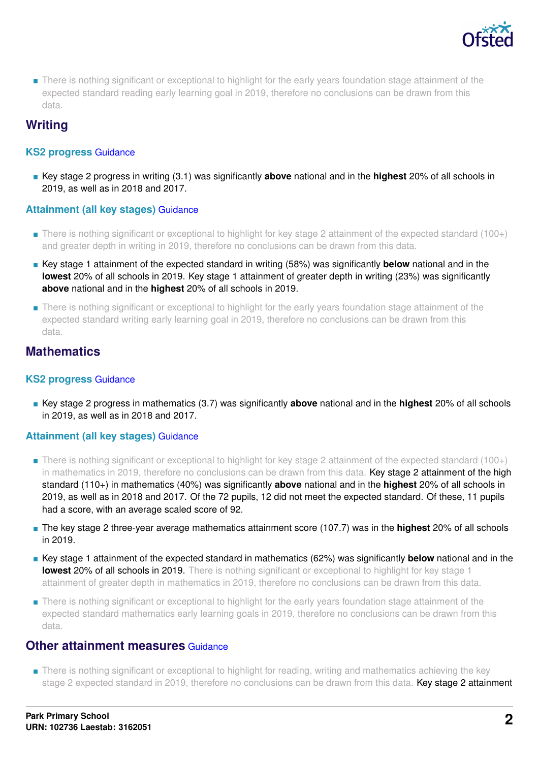- There is nothing significant or exceptional to highlight for the early years foundation stage attainment of the expected standard reading early learning goal in 2019, therefore no conclusions can be drawn from this data.

## Writing

### KS2 progress Guidance

- Key stage 2 progress in writing (3.1) was significantly **above** national and in the **highest** 20% of all schools in 2019, as well as in 2018 and 2017.

### Attainment (all key stages) Guidance

- There is nothing significant or exceptional to highlight for key stage 2 attainment of the expected standard (100+) and greater depth in writing in 2019, therefore no conclusions can be drawn from this data.
- Key stage 1 attainment of the expected standard in writing (58%) was significantly **below** national and in the **lowest** 20% of all schools in 2019. Key stage 1 attainment of greater depth in writing (23%) was significantly **above** national and in the **highest** 20% of all schools in 2019.
- There is nothing significant or exceptional to highlight for the early years foundation stage attainment of the expected standard writing early learning goal in 2019, therefore no conclusions can be drawn from this data.

## Mathematics

### KS2 progress Guidance

- Key stage 2 progress in mathematics (3.7) was significantly **above** national and in the **highest** 20% of all schools in 2019, as well as in 2018 and 2017.

### Attainment (all key stages) Guidance

- There is nothing significant or exceptional to highlight for key stage 2 attainment of the expected standard (100+) in mathematics in 2019, therefore no conclusions can be drawn from this data. Key stage 2 attainment of the high standard (110+) in mathematics (40%) was significantly **above** national and in the **highest** 20% of all schools in 2019, as well as in 2018 and 2017. Of the 72 pupils, 12 did not meet the expected standard. Of these, 11 pupils had a score, with an average scaled score of 92.
- The key stage 2 three-year average mathematics attainment score (107.7) was in the **highest** 20% of all schools in 2019.
- Key stage 1 attainment of the expected standard in mathematics (62%) was significantly **below** national and in the **lowest** 20% of all schools in 2019. There is nothing significant or exceptional to highlight for key stage 1 attainment of greater depth in mathematics in 2019, therefore no conclusions can be drawn from this data.
- There is nothing significant or exceptional to highlight for the early years foundation stage attainment of the expected standard mathematics early learning goals in 2019, therefore no conclusions can be drawn from this data.

## Other attainment measures Guidance

- There is nothing significant or exceptional to highlight for reading, writing and mathematics achieving the key stage 2 expected standard in 2019, therefore no conclusions can be drawn from this data. Key stage 2 attainment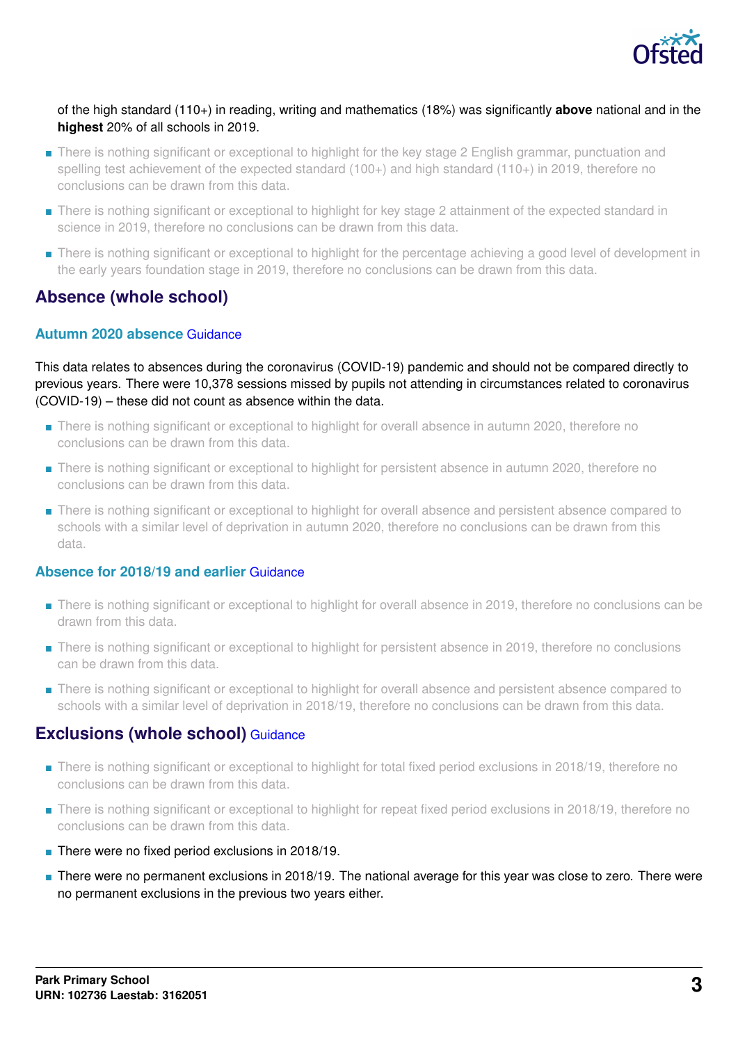of the high standard (110+) in reading, writing and mathematics (18%) was significantly **above** national and in the **highest** 20% of all schools in 2019.

- There is nothing significant or exceptional to highlight for the key stage 2 English grammar, punctuation and spelling test achievement of the expected standard (100+) and high standard (110+) in 2019, therefore no conclusions can be drawn from this data.
- There is nothing significant or exceptional to highlight for key stage 2 attainment of the expected standard in science in 2019, therefore no conclusions can be drawn from this data.
- There is nothing significant or exceptional to highlight for the percentage achieving a good level of development in the early years foundation stage in 2019, therefore no conclusions can be drawn from this data.

## Absence (whole school)

### Autumn 2020 absence Guidance

This data relates to absences during the coronavirus (COVID-19) pandemic and should not be compared directly to previous years. There were 10,378 sessions missed by pupils not attending in circumstances related to coronavirus (COVID-19) – these did not count as absence within the data.

- There is nothing significant or exceptional to highlight for overall absence in autumn 2020, therefore no conclusions can be drawn from this data.
- There is nothing significant or exceptional to highlight for persistent absence in autumn 2020, therefore no conclusions can be drawn from this data.
- There is nothing significant or exceptional to highlight for overall absence and persistent absence compared to schools with a similar level of deprivation in autumn 2020, therefore no conclusions can be drawn from this data.

### Absence for 2018/19 and earlier Guidance

- There is nothing significant or exceptional to highlight for overall absence in 2019, therefore no conclusions can be drawn from this data.
- There is nothing significant or exceptional to highlight for persistent absence in 2019, therefore no conclusions can be drawn from this data.
- There is nothing significant or exceptional to highlight for overall absence and persistent absence compared to schools with a similar level of deprivation in 2018/19, therefore no conclusions can be drawn from this data.

## Exclusions (whole school) Guidance

- There is nothing significant or exceptional to highlight for total fixed period exclusions in 2018/19, therefore no conclusions can be drawn from this data.
- There is nothing significant or exceptional to highlight for repeat fixed period exclusions in 2018/19, therefore no conclusions can be drawn from this data.
- There were no fixed period exclusions in 2018/19.
- There were no permanent exclusions in 2018/19. The national average for this year was close to zero. There were no permanent exclusions in the previous two years either.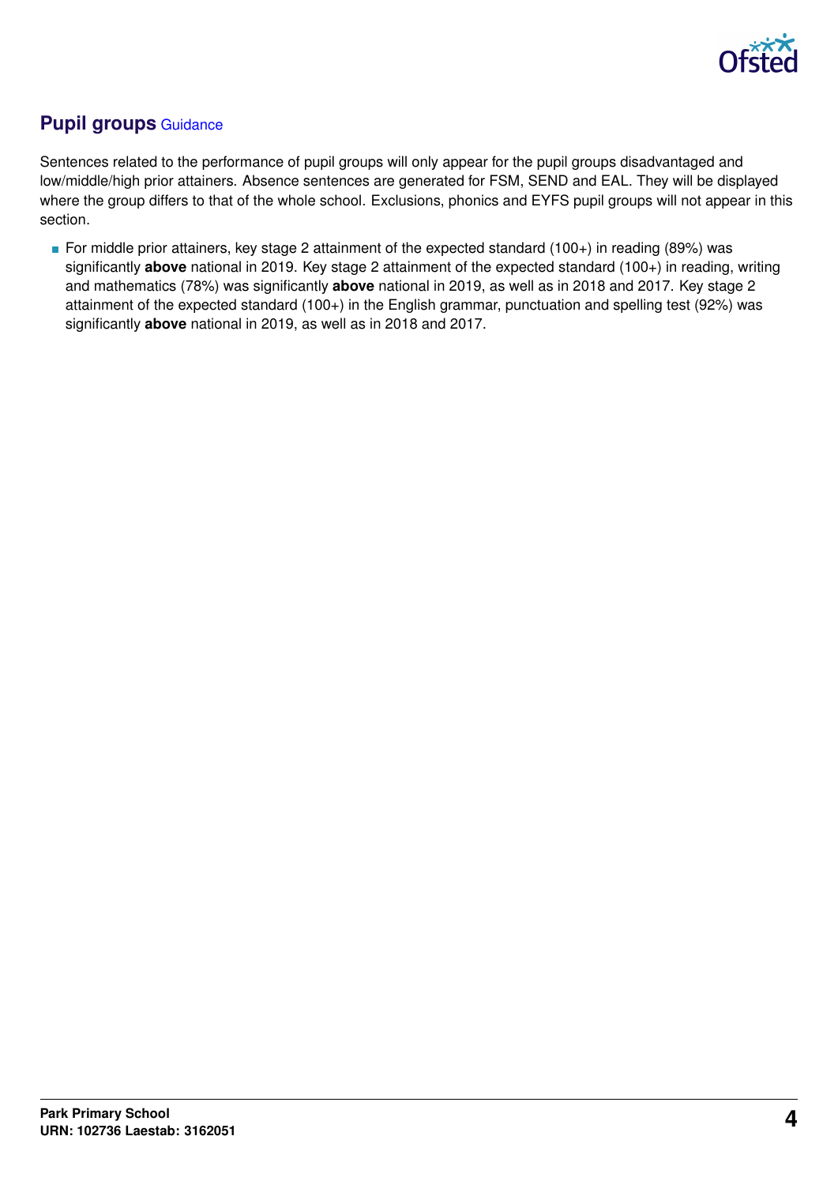## Pupil groups Guidance

Sentences related to the performance of pupil groups will only appear for the pupil groups disadvantaged and low/middle/high prior attainers. Absence sentences are generated for FSM, SEND and EAL. They will be displayed where the group differs to that of the whole school. Exclusions, phonics and EYFS pupil groups will not appear in this section.

- For middle prior attainers, key stage 2 attainment of the expected standard (100+) in reading (89%) was significantly **above** national in 2019. Key stage 2 attainment of the expected standard (100+) in reading, writing and mathematics (78%) was significantly **above** national in 2019, as well as in 2018 and 2017. Key stage 2 attainment of the expected standard (100+) in the English grammar, punctuation and spelling test (92%) was significantly **above** national in 2019, as well as in 2018 and 2017.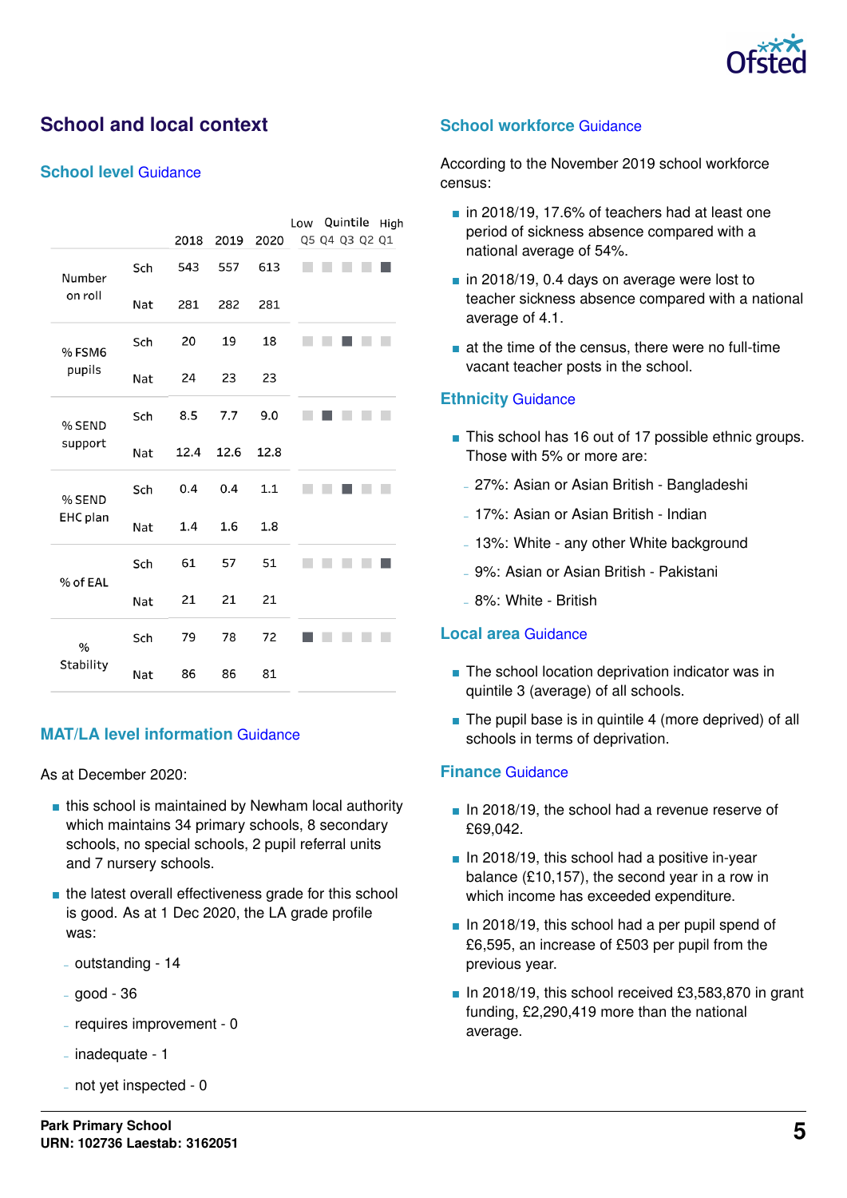## School and local context

### School level Guidance

| | | 2018 | 2019 | 2020 | Low Quintile High Q5 Q4 Q3 Q2 Q1 |
|---|---|---|---|---|---|
| Number on roll | Sch | 543 | 557 | 613 | Q1 |
| | Nat | 281 | 282 | 281 | |
| % FSM6 pupils | Sch | 20 | 19 | 18 | Q3 |
| | Nat | 24 | 23 | 23 | |
| % SEND support | Sch | 8.5 | 7.7 | 9.0 | Q4 |
| | Nat | 12.4 | 12.6 | 12.8 | |
| % SEND EHC plan | Sch | 0.4 | 0.4 | 1.1 | Q3 |
| | Nat | 1.4 | 1.6 | 1.8 | |
| % of EAL | Sch | 61 | 57 | 51 | Q1 |
| | Nat | 21 | 21 | 21 | |
| % Stability | Sch | 79 | 78 | 72 | Q5 |
| | Nat | 86 | 86 | 81 | |

### MAT/LA level information Guidance

As at December 2020:

- this school is maintained by Newham local authority which maintains 34 primary schools, 8 secondary schools, no special schools, 2 pupil referral units and 7 nursery schools.
- the latest overall effectiveness grade for this school is good. As at 1 Dec 2020, the LA grade profile was:
  - outstanding - 14
  - good - 36
  - requires improvement - 0
  - inadequate - 1
  - not yet inspected - 0

### School workforce Guidance

According to the November 2019 school workforce census:

- in 2018/19, 17.6% of teachers had at least one period of sickness absence compared with a national average of 54%.
- in 2018/19, 0.4 days on average were lost to teacher sickness absence compared with a national average of 4.1.
- at the time of the census, there were no full-time vacant teacher posts in the school.

### Ethnicity Guidance

- This school has 16 out of 17 possible ethnic groups. Those with 5% or more are:
  - 27%: Asian or Asian British - Bangladeshi
  - 17%: Asian or Asian British - Indian
  - 13%: White - any other White background
  - 9%: Asian or Asian British - Pakistani
  - 8%: White - British

### Local area Guidance

- The school location deprivation indicator was in quintile 3 (average) of all schools.
- The pupil base is in quintile 4 (more deprived) of all schools in terms of deprivation.

### Finance Guidance

- In 2018/19, the school had a revenue reserve of £69,042.
- In 2018/19, this school had a positive in-year balance (£10,157), the second year in a row in which income has exceeded expenditure.
- In 2018/19, this school had a per pupil spend of £6,595, an increase of £503 per pupil from the previous year.
- In 2018/19, this school received £3,583,870 in grant funding, £2,290,419 more than the national average.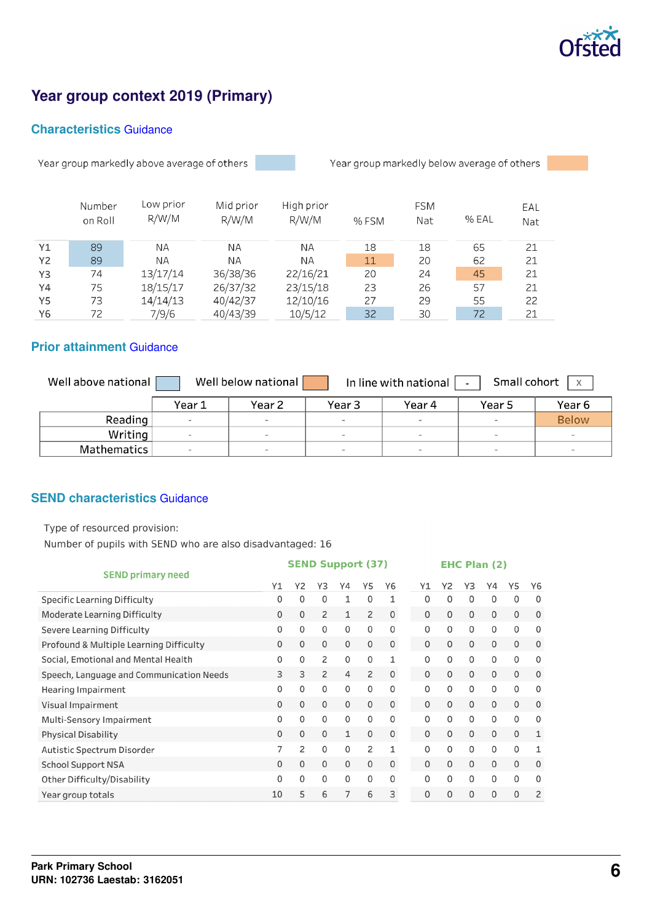# Year group context 2019 (Primary)

## Characteristics Guidance

Year group markedly above average of others | Year group markedly below average of others

| | Number on Roll | Low prior R/W/M | Mid prior R/W/M | High prior R/W/M | % FSM | FSM Nat | % EAL | EAL Nat |
|---|---|---|---|---|---|---|---|---|
| Y1 | 89 | NA | NA | NA | 18 | 18 | 65 | 21 |
| Y2 | 89 | NA | NA | NA | 11 | 20 | 62 | 21 |
| Y3 | 74 | 13/17/14 | 36/38/36 | 22/16/21 | 20 | 24 | 45 | 21 |
| Y4 | 75 | 18/15/17 | 26/37/32 | 23/15/18 | 23 | 26 | 57 | 21 |
| Y5 | 73 | 14/14/13 | 40/42/37 | 12/10/16 | 27 | 29 | 55 | 22 |
| Y6 | 72 | 7/9/6 | 40/43/39 | 10/5/12 | 32 | 30 | 72 | 21 |

## Prior attainment Guidance

Well above national | Well below national | In line with national - | Small cohort x

| | Year 1 | Year 2 | Year 3 | Year 4 | Year 5 | Year 6 |
|---|---|---|---|---|---|---|
| Reading | - | - | - | - | - | Below |
| Writing | - | - | - | - | - | - |
| Mathematics | - | - | - | - | - | - |

## SEND characteristics Guidance

Type of resourced provision:

Number of pupils with SEND who are also disadvantaged: 16

| SEND primary need | SEND Support (37) | | | | | | EHC Plan (2) | | | | | |
|---|---|---|---|---|---|---|---|---|---|---|---|---|
| | Y1 | Y2 | Y3 | Y4 | Y5 | Y6 | Y1 | Y2 | Y3 | Y4 | Y5 | Y6 |
| Specific Learning Difficulty | 0 | 0 | 0 | 1 | 0 | 1 | 0 | 0 | 0 | 0 | 0 | 0 |
| Moderate Learning Difficulty | 0 | 0 | 2 | 1 | 2 | 0 | 0 | 0 | 0 | 0 | 0 | 0 |
| Severe Learning Difficulty | 0 | 0 | 0 | 0 | 0 | 0 | 0 | 0 | 0 | 0 | 0 | 0 |
| Profound & Multiple Learning Difficulty | 0 | 0 | 0 | 0 | 0 | 0 | 0 | 0 | 0 | 0 | 0 | 0 |
| Social, Emotional and Mental Health | 0 | 0 | 2 | 0 | 0 | 1 | 0 | 0 | 0 | 0 | 0 | 0 |
| Speech, Language and Communication Needs | 3 | 3 | 2 | 4 | 2 | 0 | 0 | 0 | 0 | 0 | 0 | 0 |
| Hearing Impairment | 0 | 0 | 0 | 0 | 0 | 0 | 0 | 0 | 0 | 0 | 0 | 0 |
| Visual Impairment | 0 | 0 | 0 | 0 | 0 | 0 | 0 | 0 | 0 | 0 | 0 | 0 |
| Multi-Sensory Impairment | 0 | 0 | 0 | 0 | 0 | 0 | 0 | 0 | 0 | 0 | 0 | 0 |
| Physical Disability | 0 | 0 | 0 | 1 | 0 | 0 | 0 | 0 | 0 | 0 | 0 | 1 |
| Autistic Spectrum Disorder | 7 | 2 | 0 | 0 | 2 | 1 | 0 | 0 | 0 | 0 | 0 | 1 |
| School Support NSA | 0 | 0 | 0 | 0 | 0 | 0 | 0 | 0 | 0 | 0 | 0 | 0 |
| Other Difficulty/Disability | 0 | 0 | 0 | 0 | 0 | 0 | 0 | 0 | 0 | 0 | 0 | 0 |
| Year group totals | 10 | 5 | 6 | 7 | 6 | 3 | 0 | 0 | 0 | 0 | 0 | 2 |

**Park Primary School**
**URN: 102736 Laestab: 3162051**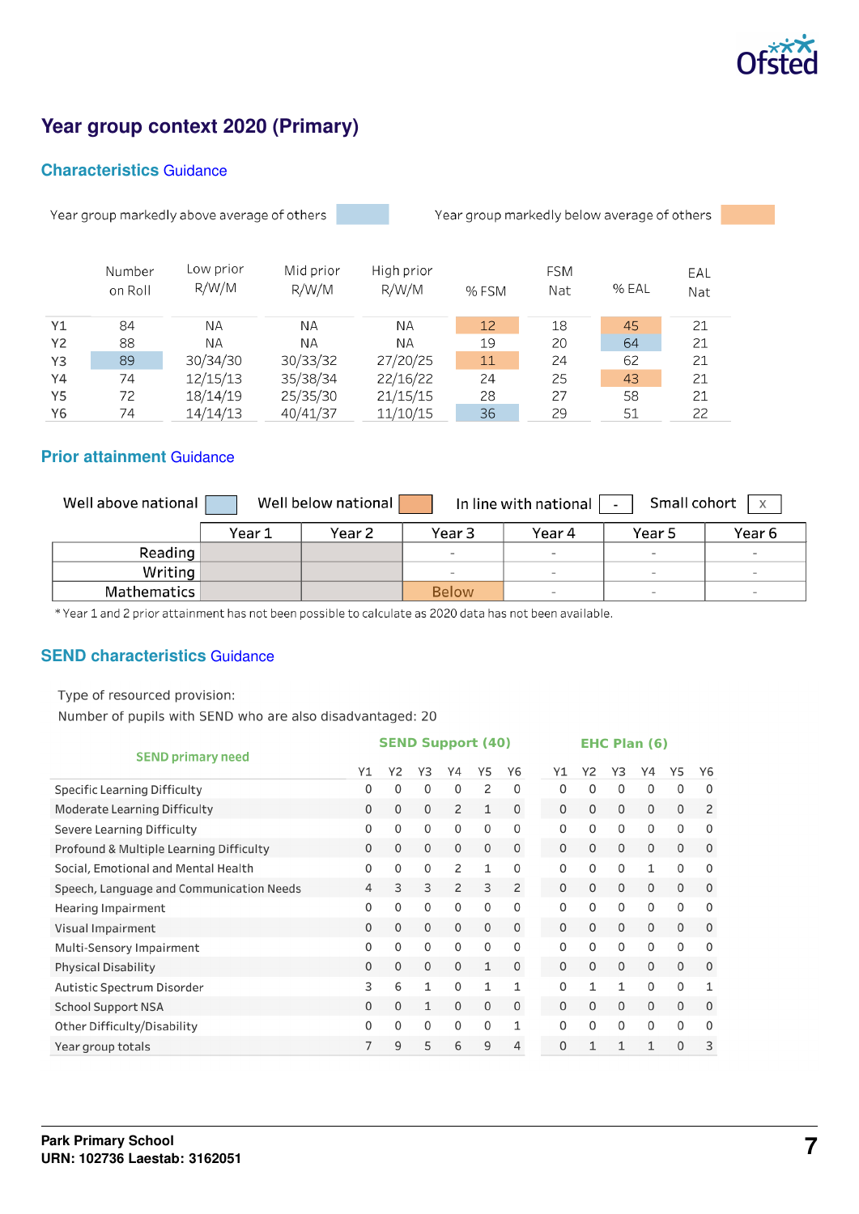# Year group context 2020 (Primary)

## Characteristics Guidance

Year group markedly above average of others | Year group markedly below average of others

| | Number on Roll | Low prior R/W/M | Mid prior R/W/M | High prior R/W/M | % FSM | FSM Nat | % EAL | EAL Nat |
|---|---|---|---|---|---|---|---|---|
| Y1 | 84 | NA | NA | NA | 12 | 18 | 45 | 21 |
| Y2 | 88 | NA | NA | NA | 19 | 20 | 64 | 21 |
| Y3 | 89 | 30/34/30 | 30/33/32 | 27/20/25 | 11 | 24 | 62 | 21 |
| Y4 | 74 | 12/15/13 | 35/38/34 | 22/16/22 | 24 | 25 | 43 | 21 |
| Y5 | 72 | 18/14/19 | 25/35/30 | 21/15/15 | 28 | 27 | 58 | 21 |
| Y6 | 74 | 14/14/13 | 40/41/37 | 11/10/15 | 36 | 29 | 51 | 22 |

## Prior attainment Guidance

Well above national | Well below national | In line with national - | Small cohort x

| | Year 1 | Year 2 | Year 3 | Year 4 | Year 5 | Year 6 |
|---|---|---|---|---|---|---|
| Reading | | | - | - | - | - |
| Writing | | | - | - | - | - |
| Mathematics | | | Below | - | - | - |

* Year 1 and 2 prior attainment has not been possible to calculate as 2020 data has not been available.

## SEND characteristics Guidance

Type of resourced provision:

Number of pupils with SEND who are also disadvantaged: 20

| SEND primary need | SEND Support (40) | | | | | | EHC Plan (6) | | | | | |
|---|---|---|---|---|---|---|---|---|---|---|---|---|
| | Y1 | Y2 | Y3 | Y4 | Y5 | Y6 | Y1 | Y2 | Y3 | Y4 | Y5 | Y6 |
| Specific Learning Difficulty | 0 | 0 | 0 | 0 | 2 | 0 | 0 | 0 | 0 | 0 | 0 | 0 |
| Moderate Learning Difficulty | 0 | 0 | 0 | 2 | 1 | 0 | 0 | 0 | 0 | 0 | 0 | 2 |
| Severe Learning Difficulty | 0 | 0 | 0 | 0 | 0 | 0 | 0 | 0 | 0 | 0 | 0 | 0 |
| Profound & Multiple Learning Difficulty | 0 | 0 | 0 | 0 | 0 | 0 | 0 | 0 | 0 | 0 | 0 | 0 |
| Social, Emotional and Mental Health | 0 | 0 | 0 | 2 | 1 | 0 | 0 | 0 | 0 | 1 | 0 | 0 |
| Speech, Language and Communication Needs | 4 | 3 | 3 | 2 | 3 | 2 | 0 | 0 | 0 | 0 | 0 | 0 |
| Hearing Impairment | 0 | 0 | 0 | 0 | 0 | 0 | 0 | 0 | 0 | 0 | 0 | 0 |
| Visual Impairment | 0 | 0 | 0 | 0 | 0 | 0 | 0 | 0 | 0 | 0 | 0 | 0 |
| Multi-Sensory Impairment | 0 | 0 | 0 | 0 | 0 | 0 | 0 | 0 | 0 | 0 | 0 | 0 |
| Physical Disability | 0 | 0 | 0 | 0 | 1 | 0 | 0 | 0 | 0 | 0 | 0 | 0 |
| Autistic Spectrum Disorder | 3 | 6 | 1 | 0 | 1 | 1 | 0 | 1 | 1 | 0 | 0 | 1 |
| School Support NSA | 0 | 0 | 1 | 0 | 0 | 0 | 0 | 0 | 0 | 0 | 0 | 0 |
| Other Difficulty/Disability | 0 | 0 | 0 | 0 | 0 | 1 | 0 | 0 | 0 | 0 | 0 | 0 |
| Year group totals | 7 | 9 | 5 | 6 | 9 | 4 | 0 | 1 | 1 | 1 | 0 | 3 |

**Park Primary School**
**URN: 102736 Laestab: 3162051**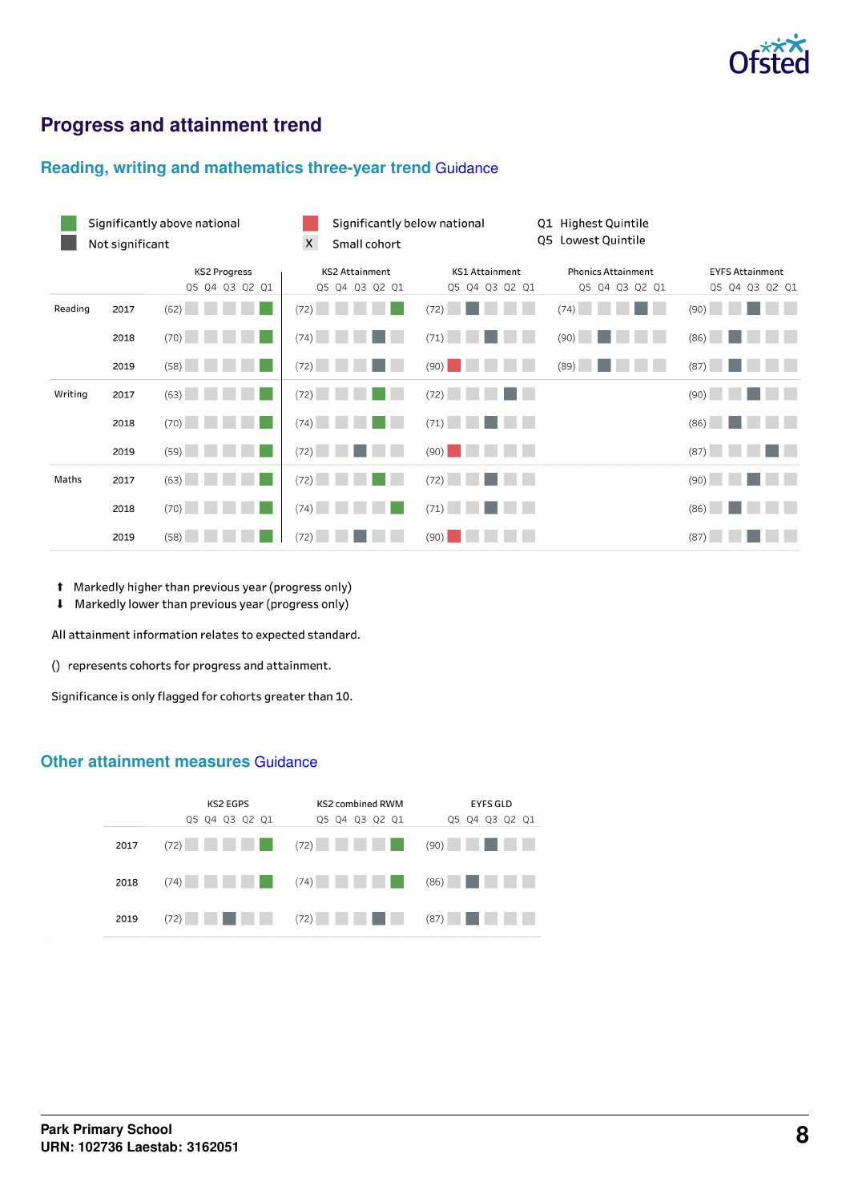# Progress and attainment trend

## Reading, writing and mathematics three-year trend Guidance

Significantly above national
Not significant
Significantly below national
X Small cohort
Q1 Highest Quintile
Q5 Lowest Quintile

KS2 Progress Q5 Q4 Q3 Q2 Q1
KS2 Attainment Q5 Q4 Q3 Q2 Q1
KS1 Attainment Q5 Q4 Q3 Q2 Q1
Phonics Attainment Q5 Q4 Q3 Q2 Q1
EYFS Attainment Q5 Q4 Q3 Q2 Q1

Reading 2017 (62) (72) (72) (74) (90)
2018 (70) (74) (71) (90) (86)
2019 (58) (72) (90) (89) (87)

Writing 2017 (63) (72) (72) (90)
2018 (70) (74) (71) (86)
2019 (59) (72) (90) (87)

Maths 2017 (63) (72) (72) (90)
2018 (70) (74) (71) (86)
2019 (58) (72) (90) (87)

⬆ Markedly higher than previous year (progress only)
⬇ Markedly lower than previous year (progress only)

All attainment information relates to expected standard.

() represents cohorts for progress and attainment.

Significance is only flagged for cohorts greater than 10.

## Other attainment measures Guidance

KS2 EGPS Q5 Q4 Q3 Q2 Q1
KS2 combined RWM Q5 Q4 Q3 Q2 Q1
EYFS GLD Q5 Q4 Q3 Q2 Q1

2017 (72) (72) (90)
2018 (74) (74) (86)
2019 (72) (72) (87)

**Park Primary School**
**URN: 102736 Laestab: 3162051**